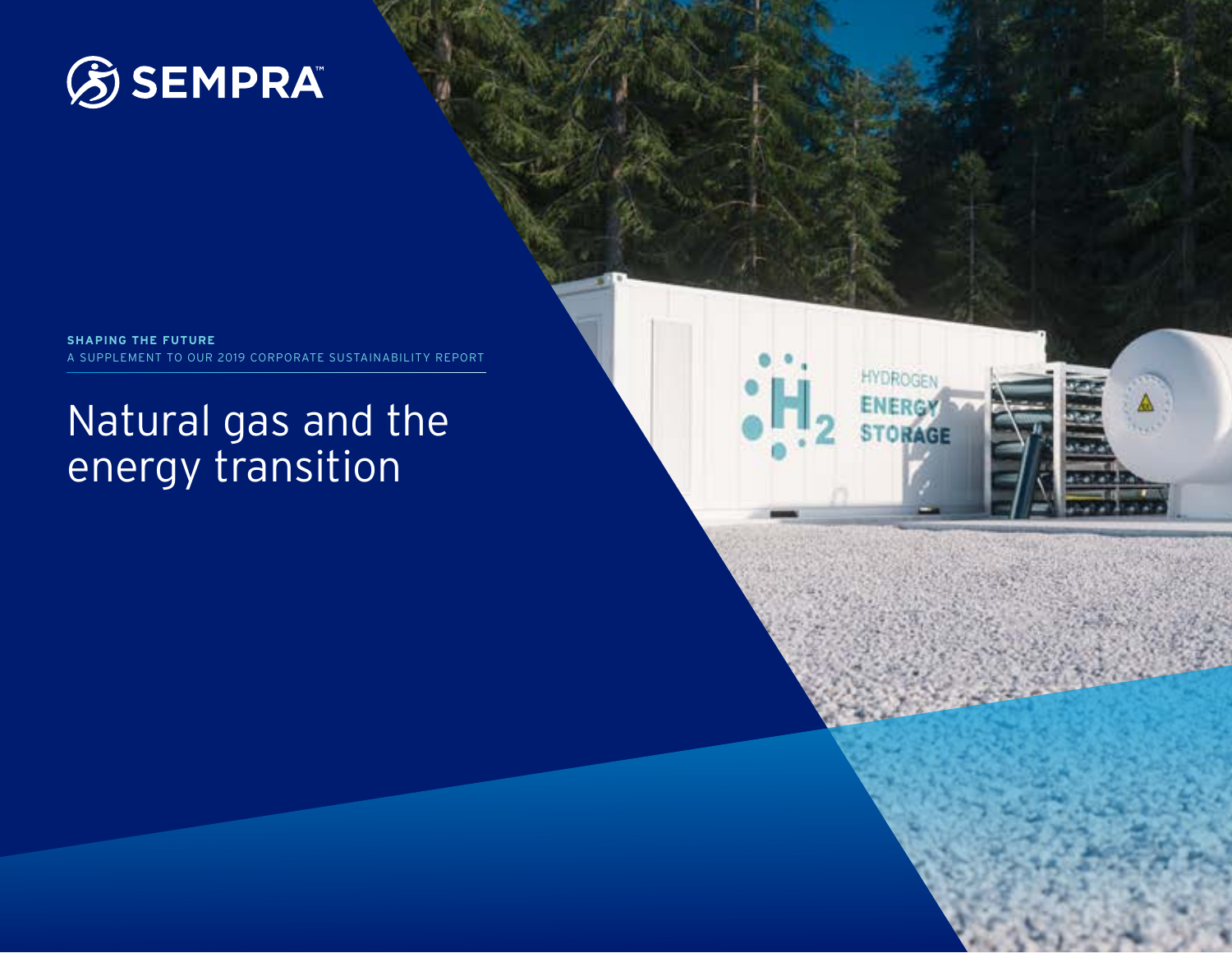SEMPRA™

**SHAPING THE FUTURE**

A SUPPLEMENT TO OUR 2019 CORPORATE SUSTAINABILITY REPORT

# Natural gas and the energy transition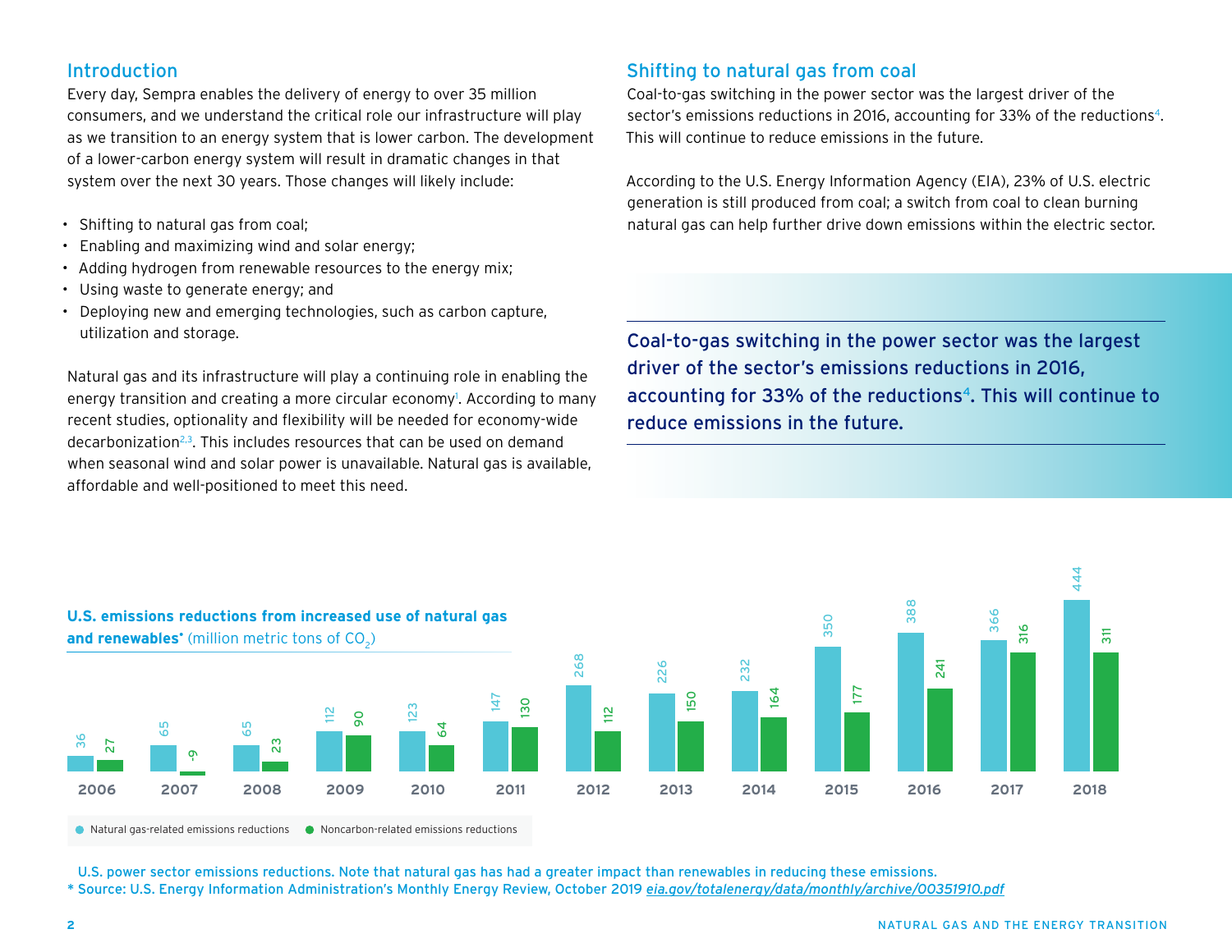## Introduction

Every day, Sempra enables the delivery of energy to over 35 million consumers, and we understand the critical role our infrastructure will play as we transition to an energy system that is lower carbon. The development of a lower-carbon energy system will result in dramatic changes in that system over the next 30 years. Those changes will likely include:

- Shifting to natural gas from coal;
- Enabling and maximizing wind and solar energy;
- Adding hydrogen from renewable resources to the energy mix;
- Using waste to generate energy; and
- Deploying new and emerging technologies, such as carbon capture, utilization and storage.

Natural gas and its infrastructure will play a continuing role in enabling the energy transition and creating a more circular economy[1]. According to many recent studies, optionality and flexibility will be needed for economy-wide decarbonization[2,3]. This includes resources that can be used on demand when seasonal wind and solar power is unavailable. Natural gas is available, affordable and well-positioned to meet this need.

## Shifting to natural gas from coal

Coal-to-gas switching in the power sector was the largest driver of the sector's emissions reductions in 2016, accounting for 33% of the reductions[4]. This will continue to reduce emissions in the future.

According to the U.S. Energy Information Agency (EIA), 23% of U.S. electric generation is still produced from coal; a switch from coal to clean burning natural gas can help further drive down emissions within the electric sector.

**Coal-to-gas switching in the power sector was the largest driver of the sector's emissions reductions in 2016, accounting for 33% of the reductions[4]. This will continue to reduce emissions in the future.**

**U.S. emissions reductions from increased use of natural gas and renewables*** (million metric tons of $CO_2$)

| Year | Natural gas-related emissions reductions | Noncarbon-related emissions reductions |
|---|---|---|
| 2006 | 36 | 27 |
| 2007 | 65 | -9 |
| 2008 | 65 | 23 |
| 2009 | 112 | 90 |
| 2010 | 123 | 64 |
| 2011 | 147 | 130 |
| 2012 | 268 | 112 |
| 2013 | 226 | 150 |
| 2014 | 232 | 164 |
| 2015 | 350 | 177 |
| 2016 | 388 | 241 |
| 2017 | 366 | 316 |
| 2018 | 444 | 311 |

U.S. power sector emissions reductions. Note that natural gas has had a greater impact than renewables in reducing these emissions.

* Source: U.S. Energy Information Administration's Monthly Energy Review, October 2019 *eia.gov/totalenergy/data/monthly/archive/00351910.pdf*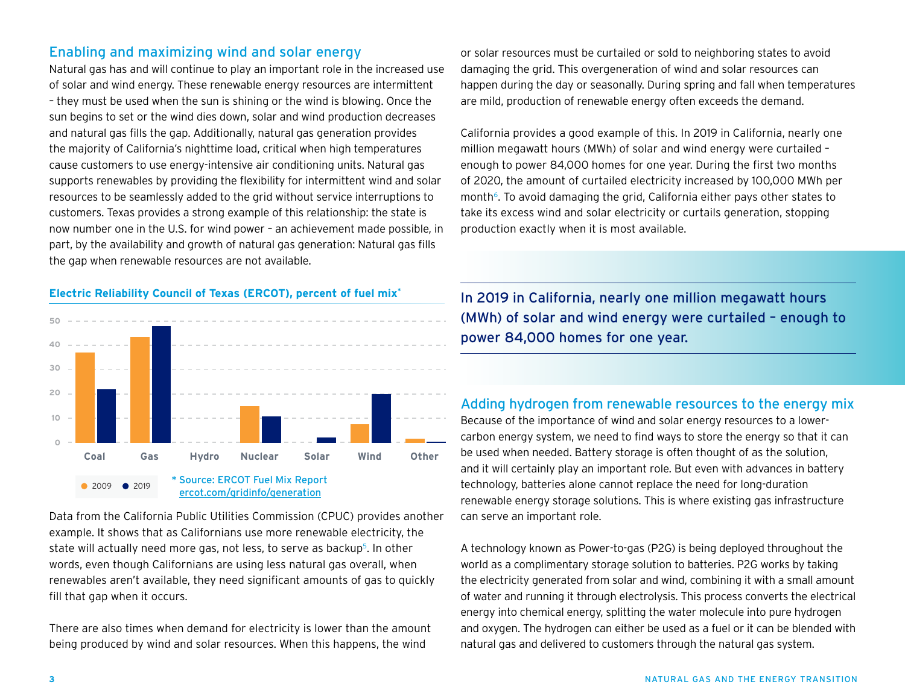## Enabling and maximizing wind and solar energy

Natural gas has and will continue to play an important role in the increased use of solar and wind energy. These renewable energy resources are intermittent – they must be used when the sun is shining or the wind is blowing. Once the sun begins to set or the wind dies down, solar and wind production decreases and natural gas fills the gap. Additionally, natural gas generation provides the majority of California's nighttime load, critical when high temperatures cause customers to use energy-intensive air conditioning units. Natural gas supports renewables by providing the flexibility for intermittent wind and solar resources to be seamlessly added to the grid without service interruptions to customers. Texas provides a strong example of this relationship: the state is now number one in the U.S. for wind power – an achievement made possible, in part, by the availability and growth of natural gas generation: Natural gas fills the gap when renewable resources are not available.

**Electric Reliability Council of Texas (ERCOT), percent of fuel mix***

| Fuel | 2009 | 2019 |
|---|---|---|
| Coal | ~37 | ~22 |
| Gas | ~43 | ~48 |
| Hydro | 0 | 0 |
| Nuclear | ~15 | ~11 |
| Solar | 0 | ~2 |
| Wind | ~7.5 | ~20 |
| Other | ~1.5 | ~0.5 |

\* Source: ERCOT Fuel Mix Report
ercot.com/gridinfo/generation

Data from the California Public Utilities Commission (CPUC) provides another example. It shows that as Californians use more renewable electricity, the state will actually need more gas, not less, to serve as backup[5]. In other words, even though Californians are using less natural gas overall, when renewables aren't available, they need significant amounts of gas to quickly fill that gap when it occurs.

There are also times when demand for electricity is lower than the amount being produced by wind and solar resources. When this happens, the wind or solar resources must be curtailed or sold to neighboring states to avoid damaging the grid. This overgeneration of wind and solar resources can happen during the day or seasonally. During spring and fall when temperatures are mild, production of renewable energy often exceeds the demand.

California provides a good example of this. In 2019 in California, nearly one million megawatt hours (MWh) of solar and wind energy were curtailed – enough to power 84,000 homes for one year. During the first two months of 2020, the amount of curtailed electricity increased by 100,000 MWh per month[6]. To avoid damaging the grid, California either pays other states to take its excess wind and solar electricity or curtails generation, stopping production exactly when it is most available.

> In 2019 in California, nearly one million megawatt hours (MWh) of solar and wind energy were curtailed – enough to power 84,000 homes for one year.

## Adding hydrogen from renewable resources to the energy mix

Because of the importance of wind and solar energy resources to a lower-carbon energy system, we need to find ways to store the energy so that it can be used when needed. Battery storage is often thought of as the solution, and it will certainly play an important role. But even with advances in battery technology, batteries alone cannot replace the need for long-duration renewable energy storage solutions. This is where existing gas infrastructure can serve an important role.

A technology known as Power-to-gas (P2G) is being deployed throughout the world as a complimentary storage solution to batteries. P2G works by taking the electricity generated from solar and wind, combining it with a small amount of water and running it through electrolysis. This process converts the electrical energy into chemical energy, splitting the water molecule into pure hydrogen and oxygen. The hydrogen can either be used as a fuel or it can be blended with natural gas and delivered to customers through the natural gas system.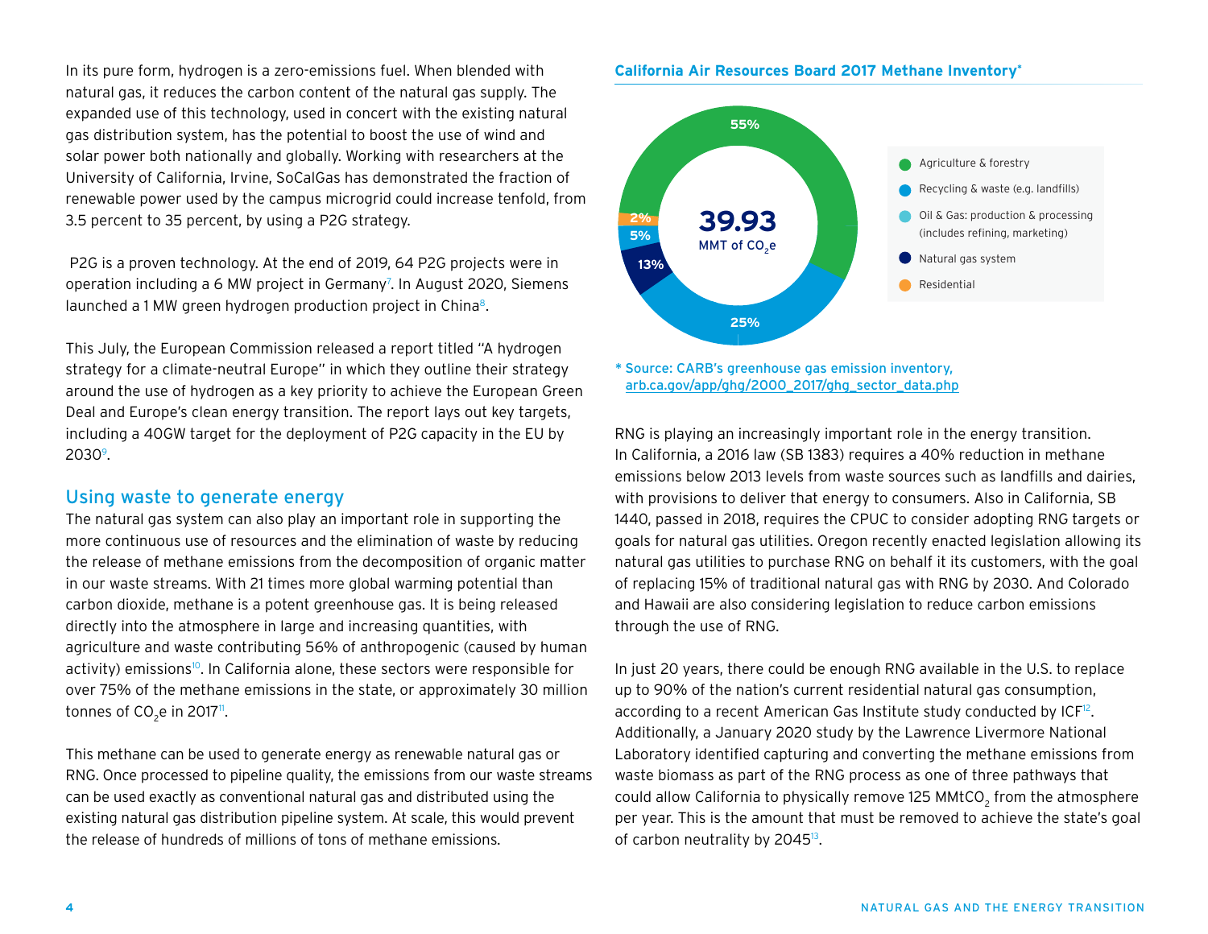In its pure form, hydrogen is a zero-emissions fuel. When blended with natural gas, it reduces the carbon content of the natural gas supply. The expanded use of this technology, used in concert with the existing natural gas distribution system, has the potential to boost the use of wind and solar power both nationally and globally. Working with researchers at the University of California, Irvine, SoCalGas has demonstrated the fraction of renewable power used by the campus microgrid could increase tenfold, from 3.5 percent to 35 percent, by using a P2G strategy.

P2G is a proven technology. At the end of 2019, 64 P2G projects were in operation including a 6 MW project in Germany[7]. In August 2020, Siemens launched a 1 MW green hydrogen production project in China[8].

This July, the European Commission released a report titled "A hydrogen strategy for a climate-neutral Europe" in which they outline their strategy around the use of hydrogen as a key priority to achieve the European Green Deal and Europe's clean energy transition. The report lays out key targets, including a 40GW target for the deployment of P2G capacity in the EU by 2030[9].

## Using waste to generate energy

The natural gas system can also play an important role in supporting the more continuous use of resources and the elimination of waste by reducing the release of methane emissions from the decomposition of organic matter in our waste streams. With 21 times more global warming potential than carbon dioxide, methane is a potent greenhouse gas. It is being released directly into the atmosphere in large and increasing quantities, with agriculture and waste contributing 56% of anthropogenic (caused by human activity) emissions[10]. In California alone, these sectors were responsible for over 75% of the methane emissions in the state, or approximately 30 million tonnes of $CO_2$e in 2017[11].

This methane can be used to generate energy as renewable natural gas or RNG. Once processed to pipeline quality, the emissions from our waste streams can be used exactly as conventional natural gas and distributed using the existing natural gas distribution pipeline system. At scale, this would prevent the release of hundreds of millions of tons of methane emissions.

**California Air Resources Board 2017 Methane Inventory***

Total: 39.93 MMT of $CO_2$e

| Sector | Share |
|---|---|
| Agriculture & forestry | 55% |
| Recycling & waste (e.g. landfills) | 25% |
| Oil & Gas: production & processing (includes refining, marketing) | 5% |
| Natural gas system | 13% |
| Residential | 2% |

\* Source: CARB's greenhouse gas emission inventory, arb.ca.gov/app/ghg/2000_2017/ghg_sector_data.php

RNG is playing an increasingly important role in the energy transition. In California, a 2016 law (SB 1383) requires a 40% reduction in methane emissions below 2013 levels from waste sources such as landfills and dairies, with provisions to deliver that energy to consumers. Also in California, SB 1440, passed in 2018, requires the CPUC to consider adopting RNG targets or goals for natural gas utilities. Oregon recently enacted legislation allowing its natural gas utilities to purchase RNG on behalf it its customers, with the goal of replacing 15% of traditional natural gas with RNG by 2030. And Colorado and Hawaii are also considering legislation to reduce carbon emissions through the use of RNG.

In just 20 years, there could be enough RNG available in the U.S. to replace up to 90% of the nation's current residential natural gas consumption, according to a recent American Gas Institute study conducted by ICF[12]. Additionally, a January 2020 study by the Lawrence Livermore National Laboratory identified capturing and converting the methane emissions from waste biomass as part of the RNG process as one of three pathways that could allow California to physically remove 125 MMt$CO_2$ from the atmosphere per year. This is the amount that must be removed to achieve the state's goal of carbon neutrality by 2045[13].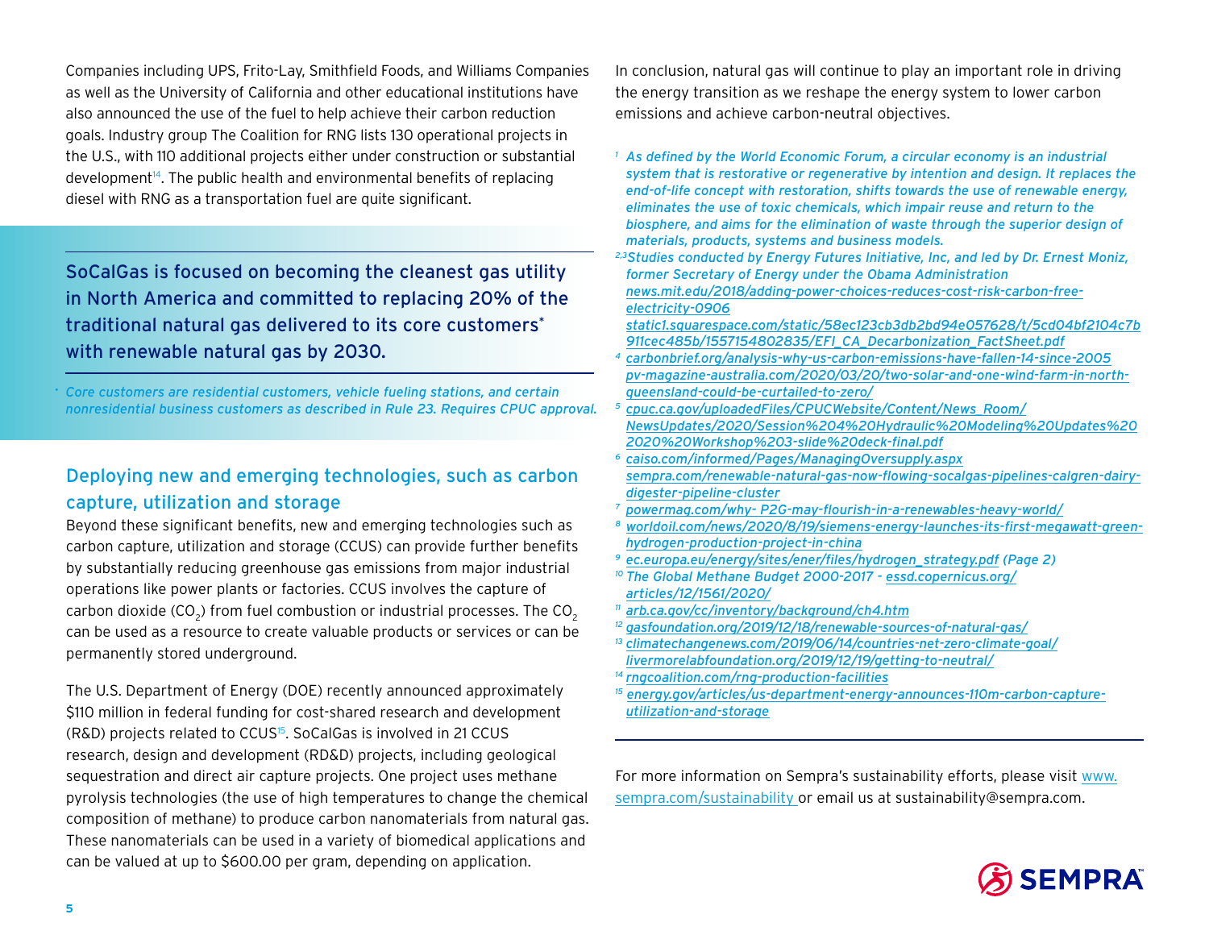Companies including UPS, Frito-Lay, Smithfield Foods, and Williams Companies as well as the University of California and other educational institutions have also announced the use of the fuel to help achieve their carbon reduction goals. Industry group The Coalition for RNG lists 130 operational projects in the U.S., with 110 additional projects either under construction or substantial development[14]. The public health and environmental benefits of replacing diesel with RNG as a transportation fuel are quite significant.

**SoCalGas is focused on becoming the cleanest gas utility in North America and committed to replacing 20% of the traditional natural gas delivered to its core customers* with renewable natural gas by 2030.**

*\* Core customers are residential customers, vehicle fueling stations, and certain nonresidential business customers as described in Rule 23. Requires CPUC approval.*

## Deploying new and emerging technologies, such as carbon capture, utilization and storage

Beyond these significant benefits, new and emerging technologies such as carbon capture, utilization and storage (CCUS) can provide further benefits by substantially reducing greenhouse gas emissions from major industrial operations like power plants or factories. CCUS involves the capture of carbon dioxide ($CO_2$) from fuel combustion or industrial processes. The $CO_2$ can be used as a resource to create valuable products or services or can be permanently stored underground.

The U.S. Department of Energy (DOE) recently announced approximately $110 million in federal funding for cost-shared research and development (R&D) projects related to CCUS[15]. SoCalGas is involved in 21 CCUS research, design and development (RD&D) projects, including geological sequestration and direct air capture projects. One project uses methane pyrolysis technologies (the use of high temperatures to change the chemical composition of methane) to produce carbon nanomaterials from natural gas. These nanomaterials can be used in a variety of biomedical applications and can be valued at up to $600.00 per gram, depending on application.

In conclusion, natural gas will continue to play an important role in driving the energy transition as we reshape the energy system to lower carbon emissions and achieve carbon-neutral objectives.

[1] *As defined by the World Economic Forum, a circular economy is an industrial system that is restorative or regenerative by intention and design. It replaces the end-of-life concept with restoration, shifts towards the use of renewable energy, eliminates the use of toxic chemicals, which impair reuse and return to the biosphere, and aims for the elimination of waste through the superior design of materials, products, systems and business models.*

[2,3] *Studies conducted by Energy Futures Initiative, Inc, and led by Dr. Ernest Moniz, former Secretary of Energy under the Obama Administration*
*news.mit.edu/2018/adding-power-choices-reduces-cost-risk-carbon-free-electricity-0906*
*static1.squarespace.com/static/58ec123cb3db2bd94e057628/t/5cd04bf2104c7b911cec485b/1557154802835/EFI_CA_Decarbonization_FactSheet.pdf*

[4] *carbonbrief.org/analysis-why-us-carbon-emissions-have-fallen-14-since-2005*
*pv-magazine-australia.com/2020/03/20/two-solar-and-one-wind-farm-in-north-queensland-could-be-curtailed-to-zero/*

[5] *cpuc.ca.gov/uploadedFiles/CPUCWebsite/Content/News_Room/NewsUpdates/2020/Session%204%20Hydraulic%20Modeling%20Updates%202020%20Workshop%203-slide%20deck-final.pdf*

[6] *caiso.com/informed/Pages/ManagingOversupply.aspx*
*sempra.com/renewable-natural-gas-now-flowing-socalgas-pipelines-calgren-dairy-digester-pipeline-cluster*

[7] *powermag.com/why- P2G-may-flourish-in-a-renewables-heavy-world/*

[8] *worldoil.com/news/2020/8/19/siemens-energy-launches-its-first-megawatt-green-hydrogen-production-project-in-china*

[9] *ec.europa.eu/energy/sites/ener/files/hydrogen_strategy.pdf (Page 2)*

[10] *The Global Methane Budget 2000-2017 - essd.copernicus.org/articles/12/1561/2020/*

[11] *arb.ca.gov/cc/inventory/background/ch4.htm*

[12] *gasfoundation.org/2019/12/18/renewable-sources-of-natural-gas/*

[13] *climatechangenews.com/2019/06/14/countries-net-zero-climate-goal/*
*livermorelabfoundation.org/2019/12/19/getting-to-neutral/*

[14] *rngcoalition.com/rng-production-facilities*

[15] *energy.gov/articles/us-department-energy-announces-110m-carbon-capture-utilization-and-storage*

For more information on Sempra's sustainability efforts, please visit www.sempra.com/sustainability or email us at sustainability@sempra.com.

SEMPRA